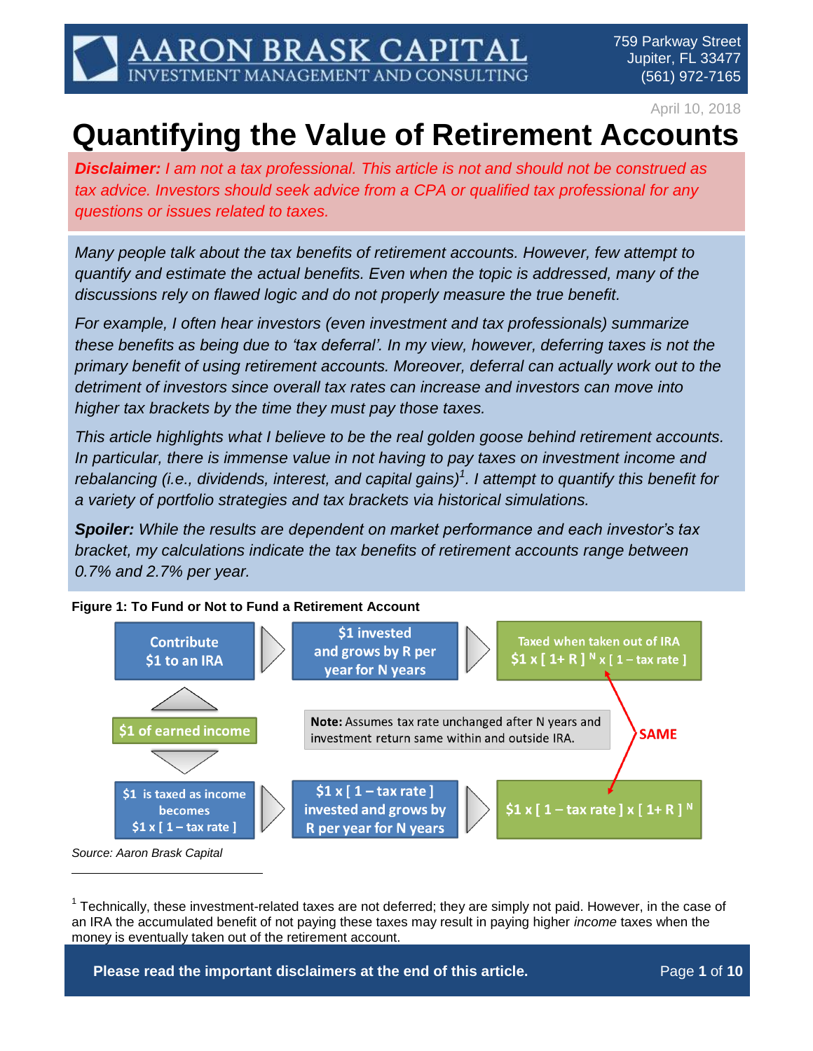AARON BRASK CAPITAL
INVESTMENT MANAGEMENT AND CONSULTING

759 Parkway Street
Jupiter, FL 33477
(561) 972-7165

April 10, 2018

# Quantifying the Value of Retirement Accounts

***Disclaimer:*** *I am not a tax professional. This article is not and should not be construed as tax advice. Investors should seek advice from a CPA or qualified tax professional for any questions or issues related to taxes.*

*Many people talk about the tax benefits of retirement accounts. However, few attempt to quantify and estimate the actual benefits. Even when the topic is addressed, many of the discussions rely on flawed logic and do not properly measure the true benefit.*

*For example, I often hear investors (even investment and tax professionals) summarize these benefits as being due to 'tax deferral'. In my view, however, deferring taxes is not the primary benefit of using retirement accounts. Moreover, deferral can actually work out to the detriment of investors since overall tax rates can increase and investors can move into higher tax brackets by the time they must pay those taxes.*

*This article highlights what I believe to be the real golden goose behind retirement accounts. In particular, there is immense value in not having to pay taxes on investment income and rebalancing (i.e., dividends, interest, and capital gains)[1]. I attempt to quantify this benefit for a variety of portfolio strategies and tax brackets via historical simulations.*

***Spoiler:*** *While the results are dependent on market performance and each investor's tax bracket, my calculations indicate the tax benefits of retirement accounts range between 0.7% and 2.7% per year.*

**Figure 1: To Fund or Not to Fund a Retirement Account**

$1 of earned income

- Contribute $1 to an IRA → $1 invested and grows by R per year for N years → Taxed when taken out of IRA $1 x [ 1+ R ] $^N$ x [ 1 – tax rate ]
- $1 is taxed as income becomes $1 x [ 1 – tax rate ] → $1 x [ 1 – tax rate ] invested and grows by R per year for N years → $1 x [ 1 – tax rate ] x [ 1+ R ] $^N$

SAME

**Note:** Assumes tax rate unchanged after N years and investment return same within and outside IRA.

*Source: Aaron Brask Capital*

---

[1] Technically, these investment-related taxes are not deferred; they are simply not paid. However, in the case of an IRA the accumulated benefit of not paying these taxes may result in paying higher *income* taxes when the money is eventually taken out of the retirement account.

**Please read the important disclaimers at the end of this article.**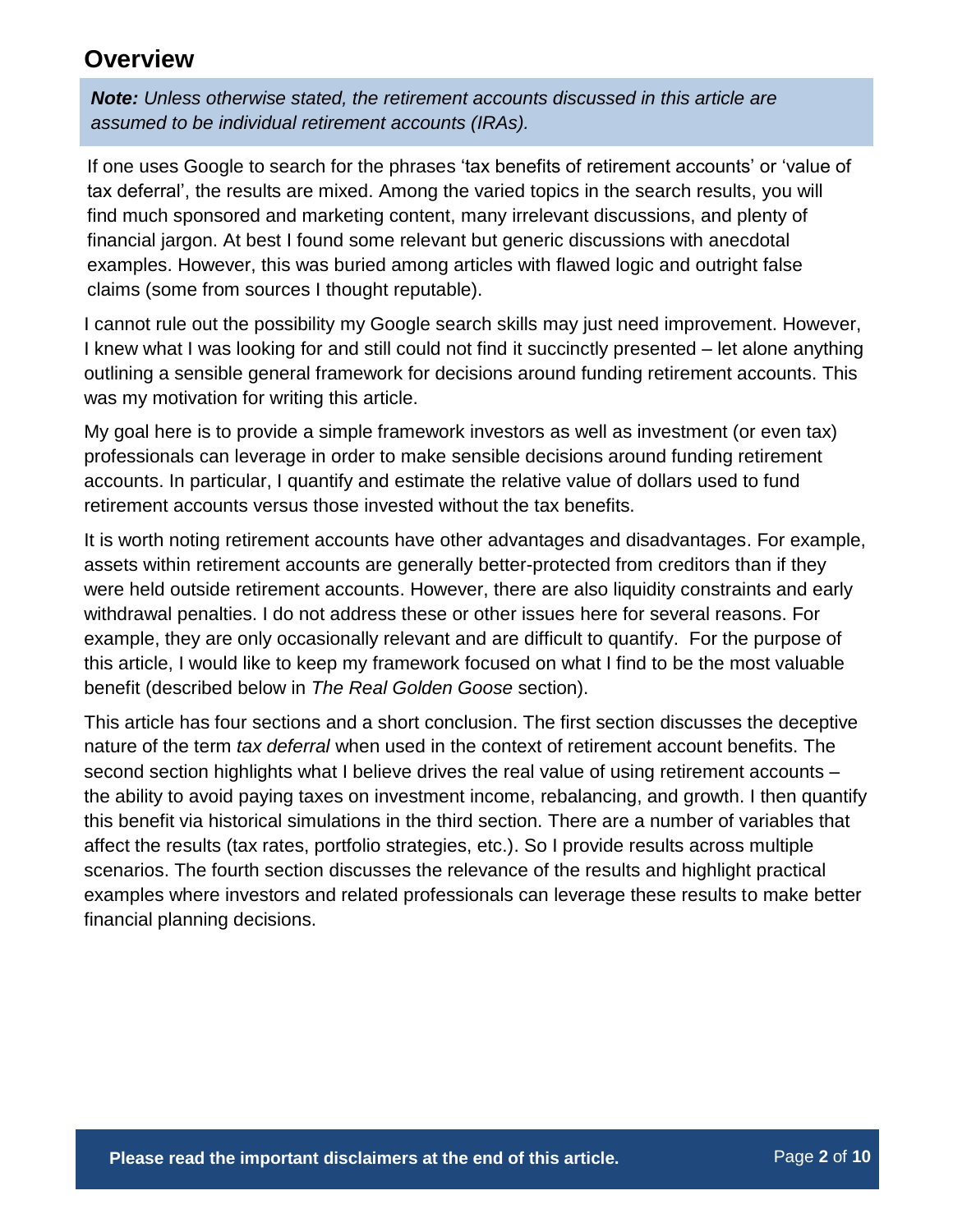## Overview

***Note:** Unless otherwise stated, the retirement accounts discussed in this article are assumed to be individual retirement accounts (IRAs).*

If one uses Google to search for the phrases 'tax benefits of retirement accounts' or 'value of tax deferral', the results are mixed. Among the varied topics in the search results, you will find much sponsored and marketing content, many irrelevant discussions, and plenty of financial jargon. At best I found some relevant but generic discussions with anecdotal examples. However, this was buried among articles with flawed logic and outright false claims (some from sources I thought reputable).

I cannot rule out the possibility my Google search skills may just need improvement. However, I knew what I was looking for and still could not find it succinctly presented – let alone anything outlining a sensible general framework for decisions around funding retirement accounts. This was my motivation for writing this article.

My goal here is to provide a simple framework investors as well as investment (or even tax) professionals can leverage in order to make sensible decisions around funding retirement accounts. In particular, I quantify and estimate the relative value of dollars used to fund retirement accounts versus those invested without the tax benefits.

It is worth noting retirement accounts have other advantages and disadvantages. For example, assets within retirement accounts are generally better-protected from creditors than if they were held outside retirement accounts. However, there are also liquidity constraints and early withdrawal penalties. I do not address these or other issues here for several reasons. For example, they are only occasionally relevant and are difficult to quantify. For the purpose of this article, I would like to keep my framework focused on what I find to be the most valuable benefit (described below in *The Real Golden Goose* section).

This article has four sections and a short conclusion. The first section discusses the deceptive nature of the term *tax deferral* when used in the context of retirement account benefits. The second section highlights what I believe drives the real value of using retirement accounts – the ability to avoid paying taxes on investment income, rebalancing, and growth. I then quantify this benefit via historical simulations in the third section. There are a number of variables that affect the results (tax rates, portfolio strategies, etc.). So I provide results across multiple scenarios. The fourth section discusses the relevance of the results and highlight practical examples where investors and related professionals can leverage these results to make better financial planning decisions.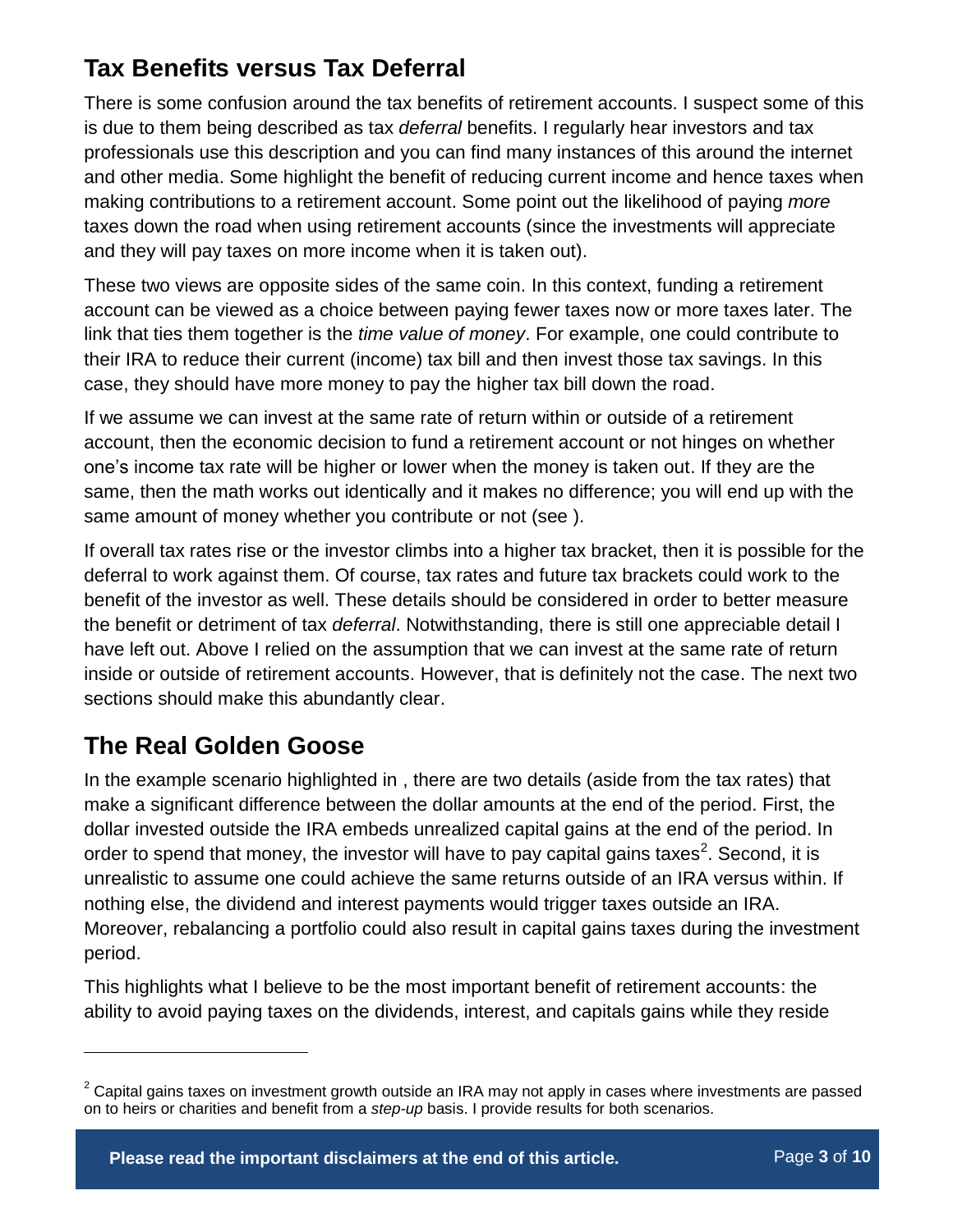## Tax Benefits versus Tax Deferral

There is some confusion around the tax benefits of retirement accounts. I suspect some of this is due to them being described as tax *deferral* benefits. I regularly hear investors and tax professionals use this description and you can find many instances of this around the internet and other media. Some highlight the benefit of reducing current income and hence taxes when making contributions to a retirement account. Some point out the likelihood of paying *more* taxes down the road when using retirement accounts (since the investments will appreciate and they will pay taxes on more income when it is taken out).

These two views are opposite sides of the same coin. In this context, funding a retirement account can be viewed as a choice between paying fewer taxes now or more taxes later. The link that ties them together is the *time value of money*. For example, one could contribute to their IRA to reduce their current (income) tax bill and then invest those tax savings. In this case, they should have more money to pay the higher tax bill down the road.

If we assume we can invest at the same rate of return within or outside of a retirement account, then the economic decision to fund a retirement account or not hinges on whether one's income tax rate will be higher or lower when the money is taken out. If they are the same, then the math works out identically and it makes no difference; you will end up with the same amount of money whether you contribute or not (see ).

If overall tax rates rise or the investor climbs into a higher tax bracket, then it is possible for the deferral to work against them. Of course, tax rates and future tax brackets could work to the benefit of the investor as well. These details should be considered in order to better measure the benefit or detriment of tax *deferral*. Notwithstanding, there is still one appreciable detail I have left out. Above I relied on the assumption that we can invest at the same rate of return inside or outside of retirement accounts. However, that is definitely not the case. The next two sections should make this abundantly clear.

## The Real Golden Goose

In the example scenario highlighted in , there are two details (aside from the tax rates) that make a significant difference between the dollar amounts at the end of the period. First, the dollar invested outside the IRA embeds unrealized capital gains at the end of the period. In order to spend that money, the investor will have to pay capital gains taxes[2]. Second, it is unrealistic to assume one could achieve the same returns outside of an IRA versus within. If nothing else, the dividend and interest payments would trigger taxes outside an IRA. Moreover, rebalancing a portfolio could also result in capital gains taxes during the investment period.

This highlights what I believe to be the most important benefit of retirement accounts: the ability to avoid paying taxes on the dividends, interest, and capitals gains while they reside

[2] Capital gains taxes on investment growth outside an IRA may not apply in cases where investments are passed on to heirs or charities and benefit from a *step-up* basis. I provide results for both scenarios.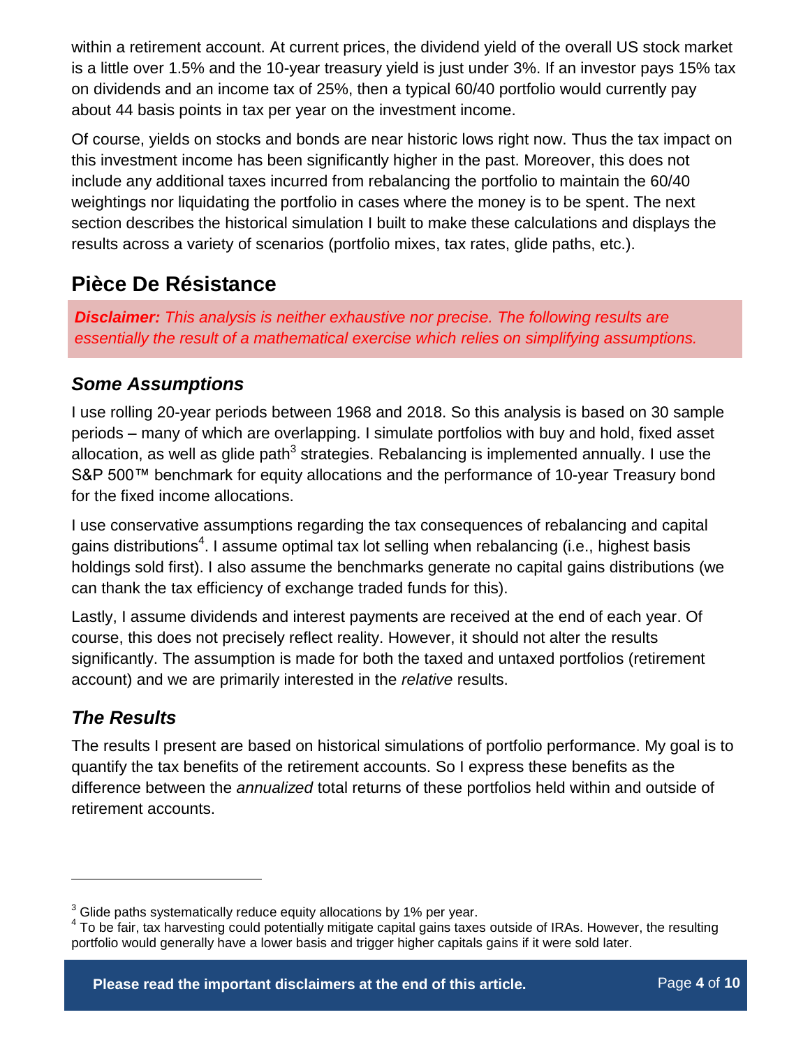within a retirement account. At current prices, the dividend yield of the overall US stock market is a little over 1.5% and the 10-year treasury yield is just under 3%. If an investor pays 15% tax on dividends and an income tax of 25%, then a typical 60/40 portfolio would currently pay about 44 basis points in tax per year on the investment income.

Of course, yields on stocks and bonds are near historic lows right now. Thus the tax impact on this investment income has been significantly higher in the past. Moreover, this does not include any additional taxes incurred from rebalancing the portfolio to maintain the 60/40 weightings nor liquidating the portfolio in cases where the money is to be spent. The next section describes the historical simulation I built to make these calculations and displays the results across a variety of scenarios (portfolio mixes, tax rates, glide paths, etc.).

## Pièce De Résistance

***Disclaimer:*** *This analysis is neither exhaustive nor precise. The following results are essentially the result of a mathematical exercise which relies on simplifying assumptions.*

### *Some Assumptions*

I use rolling 20-year periods between 1968 and 2018. So this analysis is based on 30 sample periods – many of which are overlapping. I simulate portfolios with buy and hold, fixed asset allocation, as well as glide path[3] strategies. Rebalancing is implemented annually. I use the S&P 500™ benchmark for equity allocations and the performance of 10-year Treasury bond for the fixed income allocations.

I use conservative assumptions regarding the tax consequences of rebalancing and capital gains distributions[4]. I assume optimal tax lot selling when rebalancing (i.e., highest basis holdings sold first). I also assume the benchmarks generate no capital gains distributions (we can thank the tax efficiency of exchange traded funds for this).

Lastly, I assume dividends and interest payments are received at the end of each year. Of course, this does not precisely reflect reality. However, it should not alter the results significantly. The assumption is made for both the taxed and untaxed portfolios (retirement account) and we are primarily interested in the *relative* results.

### *The Results*

The results I present are based on historical simulations of portfolio performance. My goal is to quantify the tax benefits of the retirement accounts. So I express these benefits as the difference between the *annualized* total returns of these portfolios held within and outside of retirement accounts.

---

[3] Glide paths systematically reduce equity allocations by 1% per year.

[4] To be fair, tax harvesting could potentially mitigate capital gains taxes outside of IRAs. However, the resulting portfolio would generally have a lower basis and trigger higher capitals gains if it were sold later.

**Please read the important disclaimers at the end of this article.**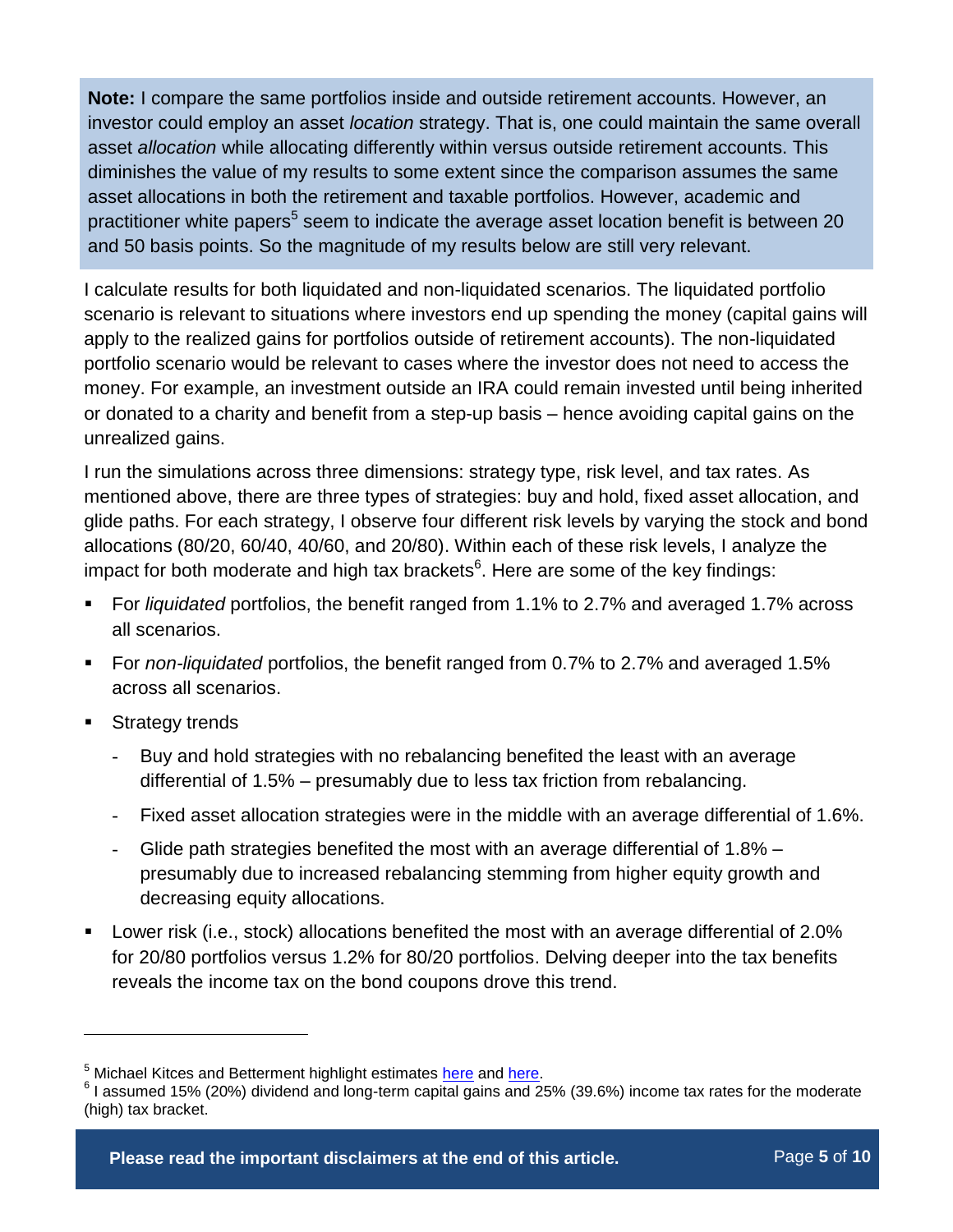**Note:** I compare the same portfolios inside and outside retirement accounts. However, an investor could employ an asset *location* strategy. That is, one could maintain the same overall asset *allocation* while allocating differently within versus outside retirement accounts. This diminishes the value of my results to some extent since the comparison assumes the same asset allocations in both the retirement and taxable portfolios. However, academic and practitioner white papers[5] seem to indicate the average asset location benefit is between 20 and 50 basis points. So the magnitude of my results below are still very relevant.

I calculate results for both liquidated and non-liquidated scenarios. The liquidated portfolio scenario is relevant to situations where investors end up spending the money (capital gains will apply to the realized gains for portfolios outside of retirement accounts). The non-liquidated portfolio scenario would be relevant to cases where the investor does not need to access the money. For example, an investment outside an IRA could remain invested until being inherited or donated to a charity and benefit from a step-up basis – hence avoiding capital gains on the unrealized gains.

I run the simulations across three dimensions: strategy type, risk level, and tax rates. As mentioned above, there are three types of strategies: buy and hold, fixed asset allocation, and glide paths. For each strategy, I observe four different risk levels by varying the stock and bond allocations (80/20, 60/40, 40/60, and 20/80). Within each of these risk levels, I analyze the impact for both moderate and high tax brackets[6]. Here are some of the key findings:

- For *liquidated* portfolios, the benefit ranged from 1.1% to 2.7% and averaged 1.7% across all scenarios.
- For *non-liquidated* portfolios, the benefit ranged from 0.7% to 2.7% and averaged 1.5% across all scenarios.
- Strategy trends
  - Buy and hold strategies with no rebalancing benefited the least with an average differential of 1.5% – presumably due to less tax friction from rebalancing.
  - Fixed asset allocation strategies were in the middle with an average differential of 1.6%.
  - Glide path strategies benefited the most with an average differential of 1.8% – presumably due to increased rebalancing stemming from higher equity growth and decreasing equity allocations.
- Lower risk (i.e., stock) allocations benefited the most with an average differential of 2.0% for 20/80 portfolios versus 1.2% for 80/20 portfolios. Delving deeper into the tax benefits reveals the income tax on the bond coupons drove this trend.

---

[5] Michael Kitces and Betterment highlight estimates here and here.

[6] I assumed 15% (20%) dividend and long-term capital gains and 25% (39.6%) income tax rates for the moderate (high) tax bracket.

**Please read the important disclaimers at the end of this article.**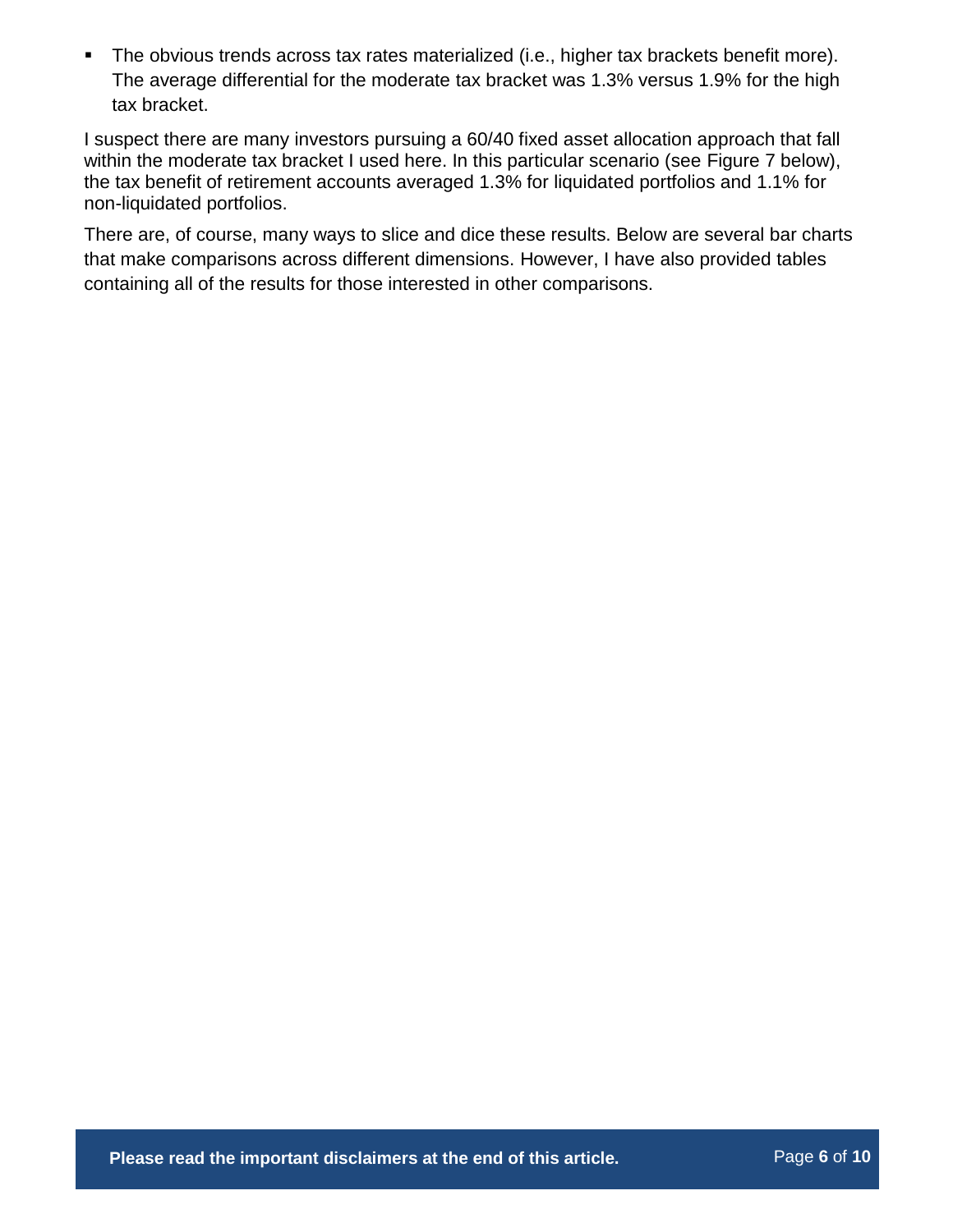- The obvious trends across tax rates materialized (i.e., higher tax brackets benefit more). The average differential for the moderate tax bracket was 1.3% versus 1.9% for the high tax bracket.

I suspect there are many investors pursuing a 60/40 fixed asset allocation approach that fall within the moderate tax bracket I used here. In this particular scenario (see Figure 7 below), the tax benefit of retirement accounts averaged 1.3% for liquidated portfolios and 1.1% for non-liquidated portfolios.

There are, of course, many ways to slice and dice these results. Below are several bar charts that make comparisons across different dimensions. However, I have also provided tables containing all of the results for those interested in other comparisons.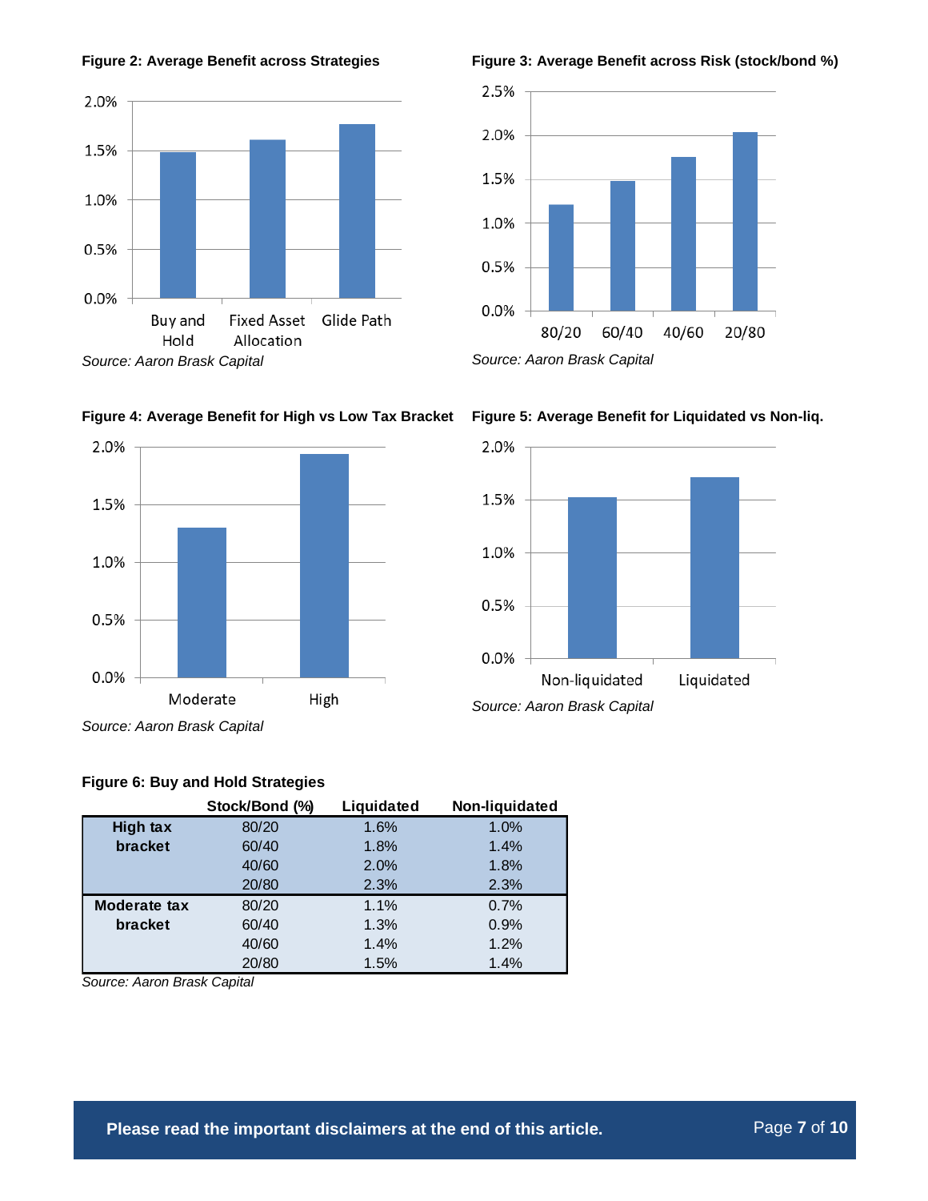**Figure 2: Average Benefit across Strategies**

*Source: Aaron Brask Capital*

**Figure 3: Average Benefit across Risk (stock/bond %)**

*Source: Aaron Brask Capital*

**Figure 4: Average Benefit for High vs Low Tax Bracket**

*Source: Aaron Brask Capital*

**Figure 5: Average Benefit for Liquidated vs Non-liq.**

*Source: Aaron Brask Capital*

**Figure 6: Buy and Hold Strategies**

| | Stock/Bond (%) | Liquidated | Non-liquidated |
|---|---|---|---|
| **High tax bracket** | 80/20 | 1.6% | 1.0% |
| | 60/40 | 1.8% | 1.4% |
| | 40/60 | 2.0% | 1.8% |
| | 20/80 | 2.3% | 2.3% |
| **Moderate tax bracket** | 80/20 | 1.1% | 0.7% |
| | 60/40 | 1.3% | 0.9% |
| | 40/60 | 1.4% | 1.2% |
| | 20/80 | 1.5% | 1.4% |

*Source: Aaron Brask Capital*

**Please read the important disclaimers at the end of this article.**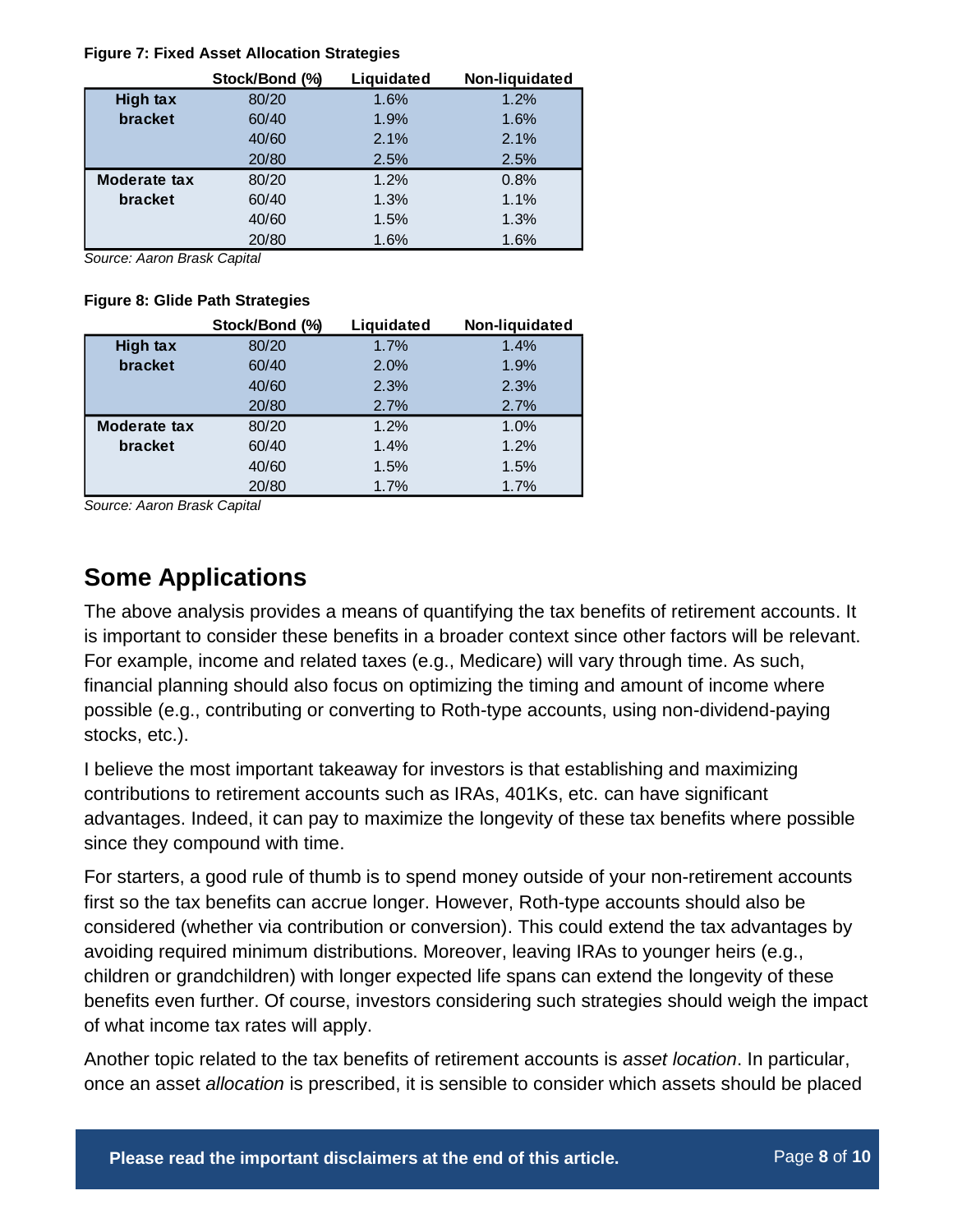**Figure 7: Fixed Asset Allocation Strategies**

| | Stock/Bond (%) | Liquidated | Non-liquidated |
|---|---|---|---|
| **High tax bracket** | 80/20 | 1.6% | 1.2% |
| | 60/40 | 1.9% | 1.6% |
| | 40/60 | 2.1% | 2.1% |
| | 20/80 | 2.5% | 2.5% |
| **Moderate tax bracket** | 80/20 | 1.2% | 0.8% |
| | 60/40 | 1.3% | 1.1% |
| | 40/60 | 1.5% | 1.3% |
| | 20/80 | 1.6% | 1.6% |

*Source: Aaron Brask Capital*

**Figure 8: Glide Path Strategies**

| | Stock/Bond (%) | Liquidated | Non-liquidated |
|---|---|---|---|
| **High tax bracket** | 80/20 | 1.7% | 1.4% |
| | 60/40 | 2.0% | 1.9% |
| | 40/60 | 2.3% | 2.3% |
| | 20/80 | 2.7% | 2.7% |
| **Moderate tax bracket** | 80/20 | 1.2% | 1.0% |
| | 60/40 | 1.4% | 1.2% |
| | 40/60 | 1.5% | 1.5% |
| | 20/80 | 1.7% | 1.7% |

*Source: Aaron Brask Capital*

## Some Applications

The above analysis provides a means of quantifying the tax benefits of retirement accounts. It is important to consider these benefits in a broader context since other factors will be relevant. For example, income and related taxes (e.g., Medicare) will vary through time. As such, financial planning should also focus on optimizing the timing and amount of income where possible (e.g., contributing or converting to Roth-type accounts, using non-dividend-paying stocks, etc.).

I believe the most important takeaway for investors is that establishing and maximizing contributions to retirement accounts such as IRAs, 401Ks, etc. can have significant advantages. Indeed, it can pay to maximize the longevity of these tax benefits where possible since they compound with time.

For starters, a good rule of thumb is to spend money outside of your non-retirement accounts first so the tax benefits can accrue longer. However, Roth-type accounts should also be considered (whether via contribution or conversion). This could extend the tax advantages by avoiding required minimum distributions. Moreover, leaving IRAs to younger heirs (e.g., children or grandchildren) with longer expected life spans can extend the longevity of these benefits even further. Of course, investors considering such strategies should weigh the impact of what income tax rates will apply.

Another topic related to the tax benefits of retirement accounts is *asset location*. In particular, once an asset *allocation* is prescribed, it is sensible to consider which assets should be placed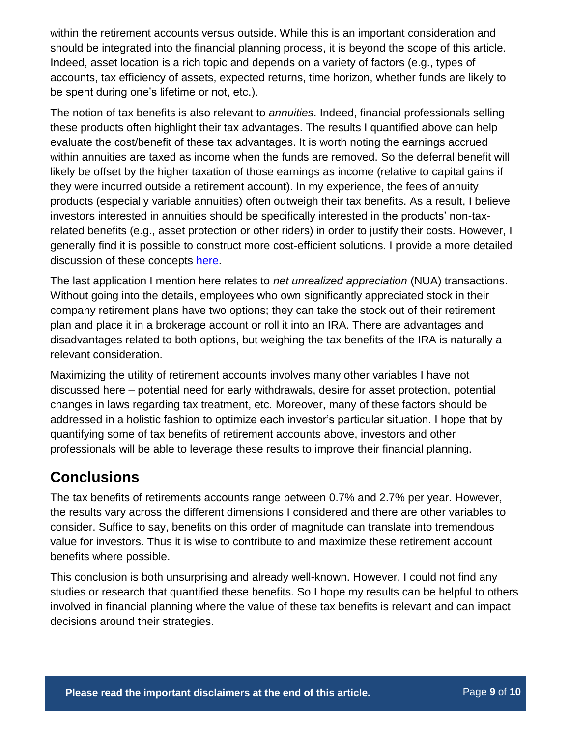within the retirement accounts versus outside. While this is an important consideration and should be integrated into the financial planning process, it is beyond the scope of this article. Indeed, asset location is a rich topic and depends on a variety of factors (e.g., types of accounts, tax efficiency of assets, expected returns, time horizon, whether funds are likely to be spent during one's lifetime or not, etc.).

The notion of tax benefits is also relevant to *annuities*. Indeed, financial professionals selling these products often highlight their tax advantages. The results I quantified above can help evaluate the cost/benefit of these tax advantages. It is worth noting the earnings accrued within annuities are taxed as income when the funds are removed. So the deferral benefit will likely be offset by the higher taxation of those earnings as income (relative to capital gains if they were incurred outside a retirement account). In my experience, the fees of annuity products (especially variable annuities) often outweigh their tax benefits. As a result, I believe investors interested in annuities should be specifically interested in the products' non-tax-related benefits (e.g., asset protection or other riders) in order to justify their costs. However, I generally find it is possible to construct more cost-efficient solutions. I provide a more detailed discussion of these concepts here.

The last application I mention here relates to *net unrealized appreciation* (NUA) transactions. Without going into the details, employees who own significantly appreciated stock in their company retirement plans have two options; they can take the stock out of their retirement plan and place it in a brokerage account or roll it into an IRA. There are advantages and disadvantages related to both options, but weighing the tax benefits of the IRA is naturally a relevant consideration.

Maximizing the utility of retirement accounts involves many other variables I have not discussed here – potential need for early withdrawals, desire for asset protection, potential changes in laws regarding tax treatment, etc. Moreover, many of these factors should be addressed in a holistic fashion to optimize each investor's particular situation. I hope that by quantifying some of tax benefits of retirement accounts above, investors and other professionals will be able to leverage these results to improve their financial planning.

## Conclusions

The tax benefits of retirements accounts range between 0.7% and 2.7% per year. However, the results vary across the different dimensions I considered and there are other variables to consider. Suffice to say, benefits on this order of magnitude can translate into tremendous value for investors. Thus it is wise to contribute to and maximize these retirement account benefits where possible.

This conclusion is both unsurprising and already well-known. However, I could not find any studies or research that quantified these benefits. So I hope my results can be helpful to others involved in financial planning where the value of these tax benefits is relevant and can impact decisions around their strategies.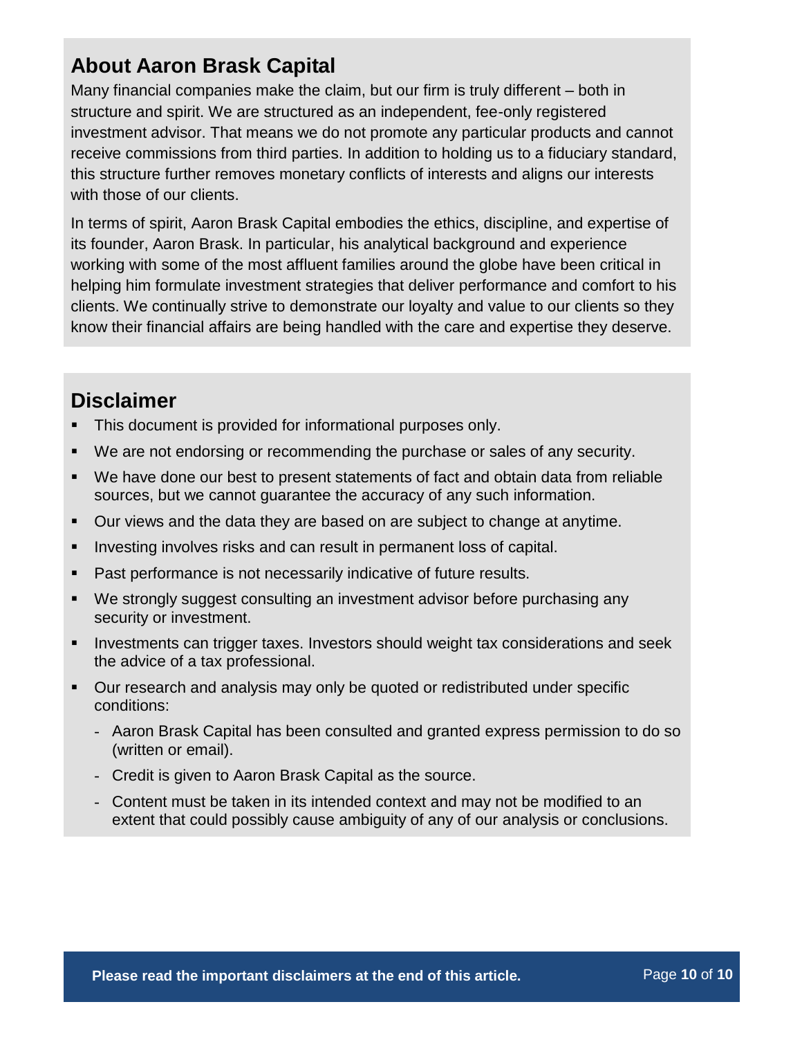## About Aaron Brask Capital

Many financial companies make the claim, but our firm is truly different – both in structure and spirit. We are structured as an independent, fee-only registered investment advisor. That means we do not promote any particular products and cannot receive commissions from third parties. In addition to holding us to a fiduciary standard, this structure further removes monetary conflicts of interests and aligns our interests with those of our clients.

In terms of spirit, Aaron Brask Capital embodies the ethics, discipline, and expertise of its founder, Aaron Brask. In particular, his analytical background and experience working with some of the most affluent families around the globe have been critical in helping him formulate investment strategies that deliver performance and comfort to his clients. We continually strive to demonstrate our loyalty and value to our clients so they know their financial affairs are being handled with the care and expertise they deserve.

## Disclaimer

- This document is provided for informational purposes only.
- We are not endorsing or recommending the purchase or sales of any security.
- We have done our best to present statements of fact and obtain data from reliable sources, but we cannot guarantee the accuracy of any such information.
- Our views and the data they are based on are subject to change at anytime.
- Investing involves risks and can result in permanent loss of capital.
- Past performance is not necessarily indicative of future results.
- We strongly suggest consulting an investment advisor before purchasing any security or investment.
- Investments can trigger taxes. Investors should weight tax considerations and seek the advice of a tax professional.
- Our research and analysis may only be quoted or redistributed under specific conditions:
  - Aaron Brask Capital has been consulted and granted express permission to do so (written or email).
  - Credit is given to Aaron Brask Capital as the source.
  - Content must be taken in its intended context and may not be modified to an extent that could possibly cause ambiguity of any of our analysis or conclusions.